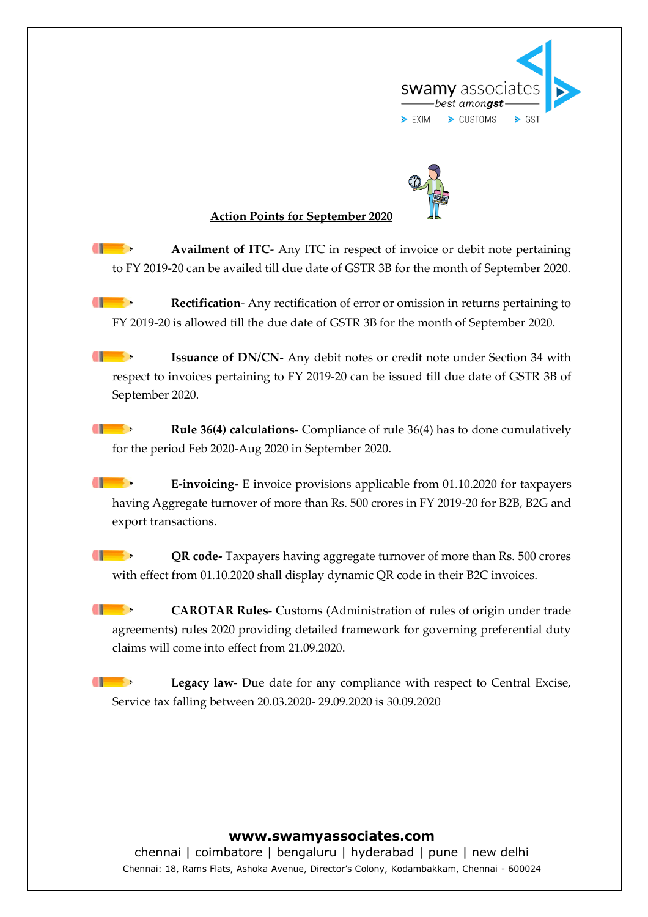swamy associates
best among**gst**
EXIM | CUSTOMS | GST

## Action Points for September 2020

- **Availment of ITC**- Any ITC in respect of invoice or debit note pertaining to FY 2019-20 can be availed till due date of GSTR 3B for the month of September 2020.

- **Rectification**- Any rectification of error or omission in returns pertaining to FY 2019-20 is allowed till the due date of GSTR 3B for the month of September 2020.

- **Issuance of DN/CN-** Any debit notes or credit note under Section 34 with respect to invoices pertaining to FY 2019-20 can be issued till due date of GSTR 3B of September 2020.

- **Rule 36(4) calculations-** Compliance of rule 36(4) has to done cumulatively for the period Feb 2020-Aug 2020 in September 2020.

- **E-invoicing-** E invoice provisions applicable from 01.10.2020 for taxpayers having Aggregate turnover of more than Rs. 500 crores in FY 2019-20 for B2B, B2G and export transactions.

- **QR code-** Taxpayers having aggregate turnover of more than Rs. 500 crores with effect from 01.10.2020 shall display dynamic QR code in their B2C invoices.

- **CAROTAR Rules-** Customs (Administration of rules of origin under trade agreements) rules 2020 providing detailed framework for governing preferential duty claims will come into effect from 21.09.2020.

- **Legacy law-** Due date for any compliance with respect to Central Excise, Service tax falling between 20.03.2020- 29.09.2020 is 30.09.2020

**www.swamyassociates.com**
chennai | coimbatore | bengaluru | hyderabad | pune | new delhi
Chennai: 18, Rams Flats, Ashoka Avenue, Director's Colony, Kodambakkam, Chennai - 600024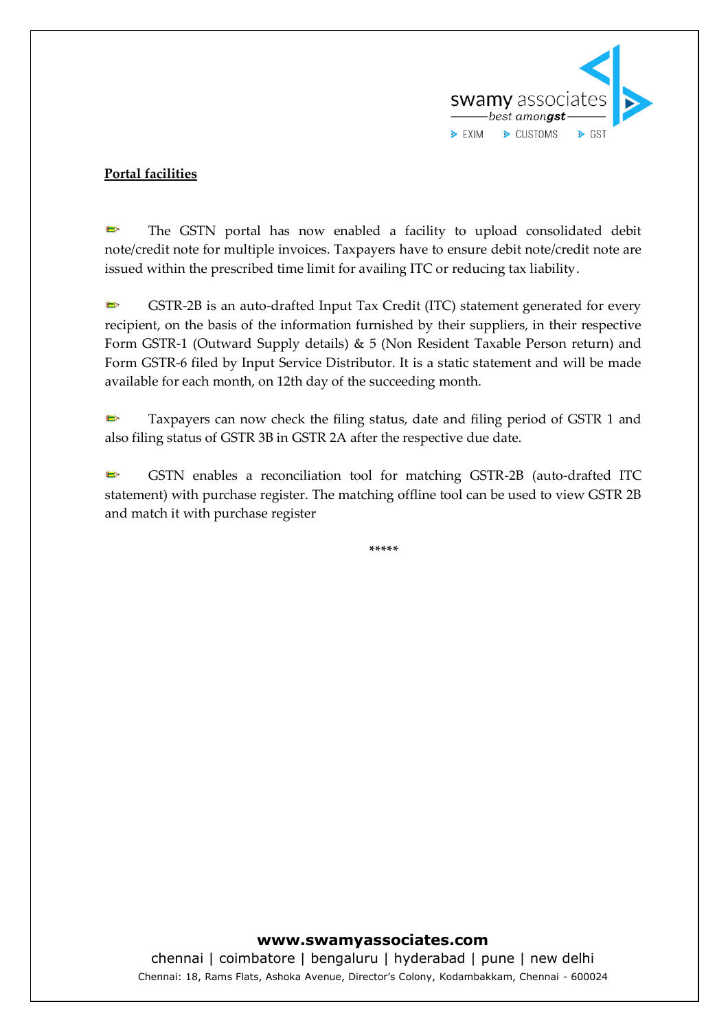**Portal facilities**

- The GSTN portal has now enabled a facility to upload consolidated debit note/credit note for multiple invoices. Taxpayers have to ensure debit note/credit note are issued within the prescribed time limit for availing ITC or reducing tax liability.

- GSTR-2B is an auto-drafted Input Tax Credit (ITC) statement generated for every recipient, on the basis of the information furnished by their suppliers, in their respective Form GSTR-1 (Outward Supply details) & 5 (Non Resident Taxable Person return) and Form GSTR-6 filed by Input Service Distributor. It is a static statement and will be made available for each month, on 12th day of the succeeding month.

- Taxpayers can now check the filing status, date and filing period of GSTR 1 and also filing status of GSTR 3B in GSTR 2A after the respective due date.

- GSTN enables a reconciliation tool for matching GSTR-2B (auto-drafted ITC statement) with purchase register. The matching offline tool can be used to view GSTR 2B and match it with purchase register

*****